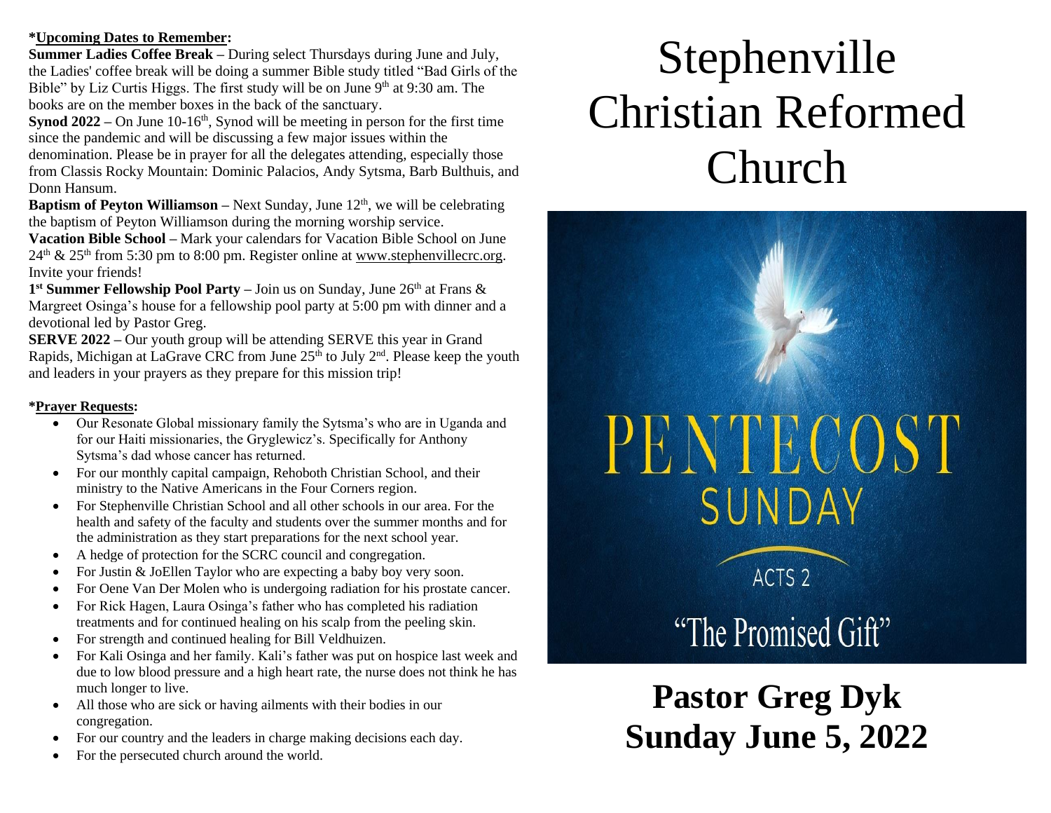**\*Upcoming Dates to Remember:**

**Summer Ladies Coffee Break** – During select Thursdays during June and July, the Ladies' coffee break will be doing a summer Bible study titled "Bad Girls of the Bible" by Liz Curtis Higgs. The first study will be on June 9th at 9:30 am. The books are on the member boxes in the back of the sanctuary.

**Synod 2022** – On June 10-16th, Synod will be meeting in person for the first time since the pandemic and will be discussing a few major issues within the denomination. Please be in prayer for all the delegates attending, especially those from Classis Rocky Mountain: Dominic Palacios, Andy Sytsma, Barb Bulthuis, and Donn Hansum.

**Baptism of Peyton Williamson** – Next Sunday, June 12th, we will be celebrating the baptism of Peyton Williamson during the morning worship service.

**Vacation Bible School** – Mark your calendars for Vacation Bible School on June 24th & 25th from 5:30 pm to 8:00 pm. Register online at www.stephenvillecrc.org. Invite your friends!

**1st Summer Fellowship Pool Party** – Join us on Sunday, June 26th at Frans & Margreet Osinga's house for a fellowship pool party at 5:00 pm with dinner and a devotional led by Pastor Greg.

**SERVE 2022** – Our youth group will be attending SERVE this year in Grand Rapids, Michigan at LaGrave CRC from June 25th to July 2nd. Please keep the youth and leaders in your prayers as they prepare for this mission trip!

**\*Prayer Requests:**

- Our Resonate Global missionary family the Sytsma's who are in Uganda and for our Haiti missionaries, the Gryglewicz's. Specifically for Anthony Sytsma's dad whose cancer has returned.
- For our monthly capital campaign, Rehoboth Christian School, and their ministry to the Native Americans in the Four Corners region.
- For Stephenville Christian School and all other schools in our area. For the health and safety of the faculty and students over the summer months and for the administration as they start preparations for the next school year.
- A hedge of protection for the SCRC council and congregation.
- For Justin & JoEllen Taylor who are expecting a baby boy very soon.
- For Oene Van Der Molen who is undergoing radiation for his prostate cancer.
- For Rick Hagen, Laura Osinga's father who has completed his radiation treatments and for continued healing on his scalp from the peeling skin.
- For strength and continued healing for Bill Veldhuizen.
- For Kali Osinga and her family. Kali's father was put on hospice last week and due to low blood pressure and a high heart rate, the nurse does not think he has much longer to live.
- All those who are sick or having ailments with their bodies in our congregation.
- For our country and the leaders in charge making decisions each day.
- For the persecuted church around the world.

# Stephenville Christian Reformed Church

PENTECOST SUNDAY

ACTS 2

"The Promised Gift"

## Pastor Greg Dyk
## Sunday June 5, 2022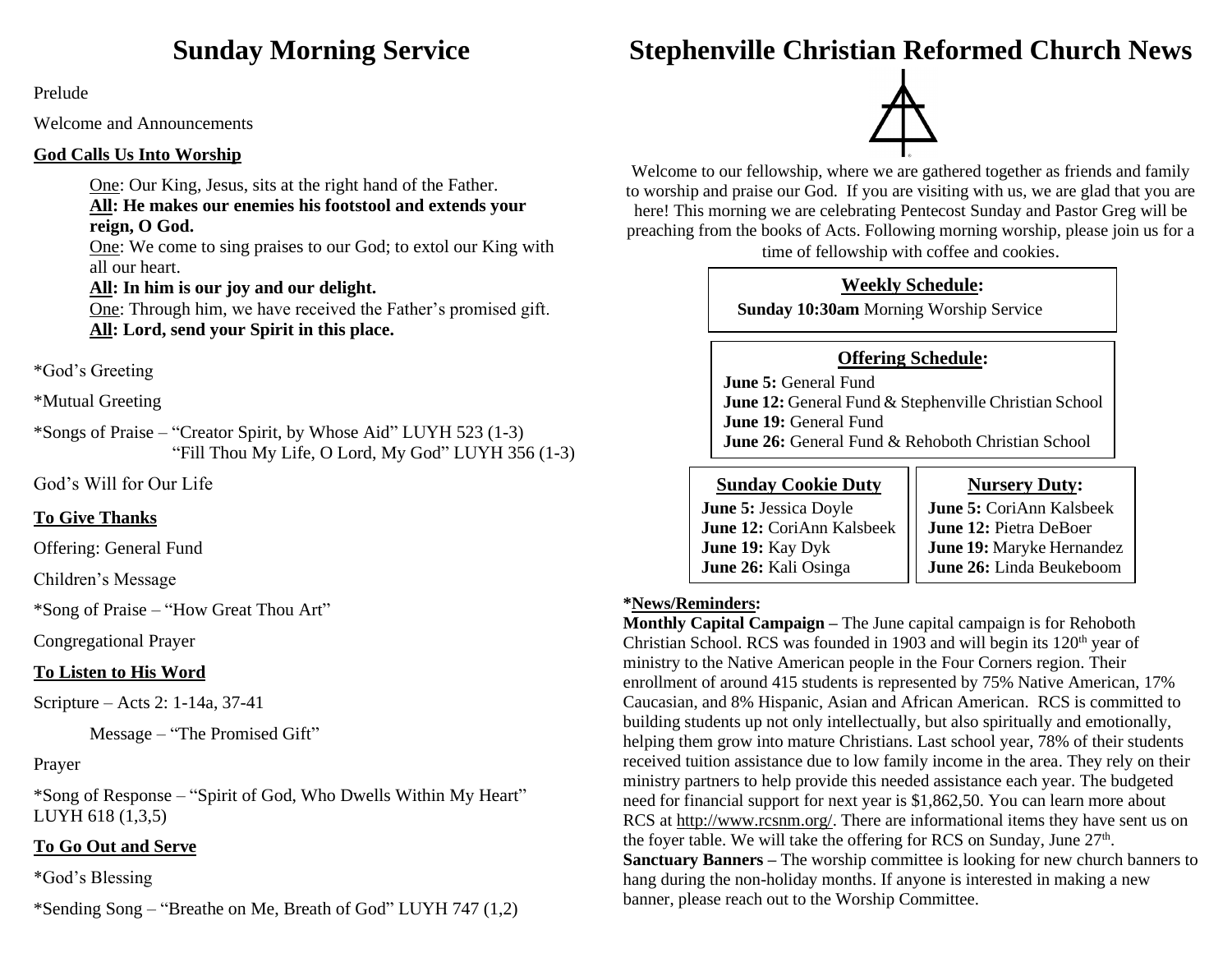# Sunday Morning Service

Prelude

Welcome and Announcements

**God Calls Us Into Worship**

One: Our King, Jesus, sits at the right hand of the Father.
**All: He makes our enemies his footstool and extends your reign, O God.**
One: We come to sing praises to our God; to extol our King with all our heart.
**All: In him is our joy and our delight.**
One: Through him, we have received the Father's promised gift.
**All: Lord, send your Spirit in this place.**

*God's Greeting

*Mutual Greeting

*Songs of Praise – "Creator Spirit, by Whose Aid" LUYH 523 (1-3)
"Fill Thou My Life, O Lord, My God" LUYH 356 (1-3)

God's Will for Our Life

**To Give Thanks**

Offering: General Fund

Children's Message

*Song of Praise – "How Great Thou Art"

Congregational Prayer

**To Listen to His Word**

Scripture – Acts 2: 1-14a, 37-41

Message – "The Promised Gift"

Prayer

*Song of Response – "Spirit of God, Who Dwells Within My Heart" LUYH 618 (1,3,5)

**To Go Out and Serve**

*God's Blessing

*Sending Song – "Breathe on Me, Breath of God" LUYH 747 (1,2)

# Stephenville Christian Reformed Church News

Welcome to our fellowship, where we are gathered together as friends and family to worship and praise our God. If you are visiting with us, we are glad that you are here! This morning we are celebrating Pentecost Sunday and Pastor Greg will be preaching from the books of Acts. Following morning worship, please join us for a time of fellowship with coffee and cookies.

**Weekly Schedule:**

**Sunday 10:30am** Morning Worship Service

**Offering Schedule:**

**June 5:** General Fund
**June 12:** General Fund & Stephenville Christian School
**June 19:** General Fund
**June 26:** General Fund & Rehoboth Christian School

**Sunday Cookie Duty**

**June 5:** Jessica Doyle
**June 12:** CoriAnn Kalsbeek
**June 19:** Kay Dyk
**June 26:** Kali Osinga

**Nursery Duty:**

**June 5:** CoriAnn Kalsbeek
**June 12:** Pietra DeBoer
**June 19:** Maryke Hernandez
**June 26:** Linda Beukeboom

**\*News/Reminders:**

**Monthly Capital Campaign –** The June capital campaign is for Rehoboth Christian School. RCS was founded in 1903 and will begin its 120th year of ministry to the Native American people in the Four Corners region. Their enrollment of around 415 students is represented by 75% Native American, 17% Caucasian, and 8% Hispanic, Asian and African American. RCS is committed to building students up not only intellectually, but also spiritually and emotionally, helping them grow into mature Christians. Last school year, 78% of their students received tuition assistance due to low family income in the area. They rely on their ministry partners to help provide this needed assistance each year. The budgeted need for financial support for next year is $1,862,50. You can learn more about RCS at http://www.rcsnm.org/. There are informational items they have sent us on the foyer table. We will take the offering for RCS on Sunday, June 27th.

**Sanctuary Banners –** The worship committee is looking for new church banners to hang during the non-holiday months. If anyone is interested in making a new banner, please reach out to the Worship Committee.